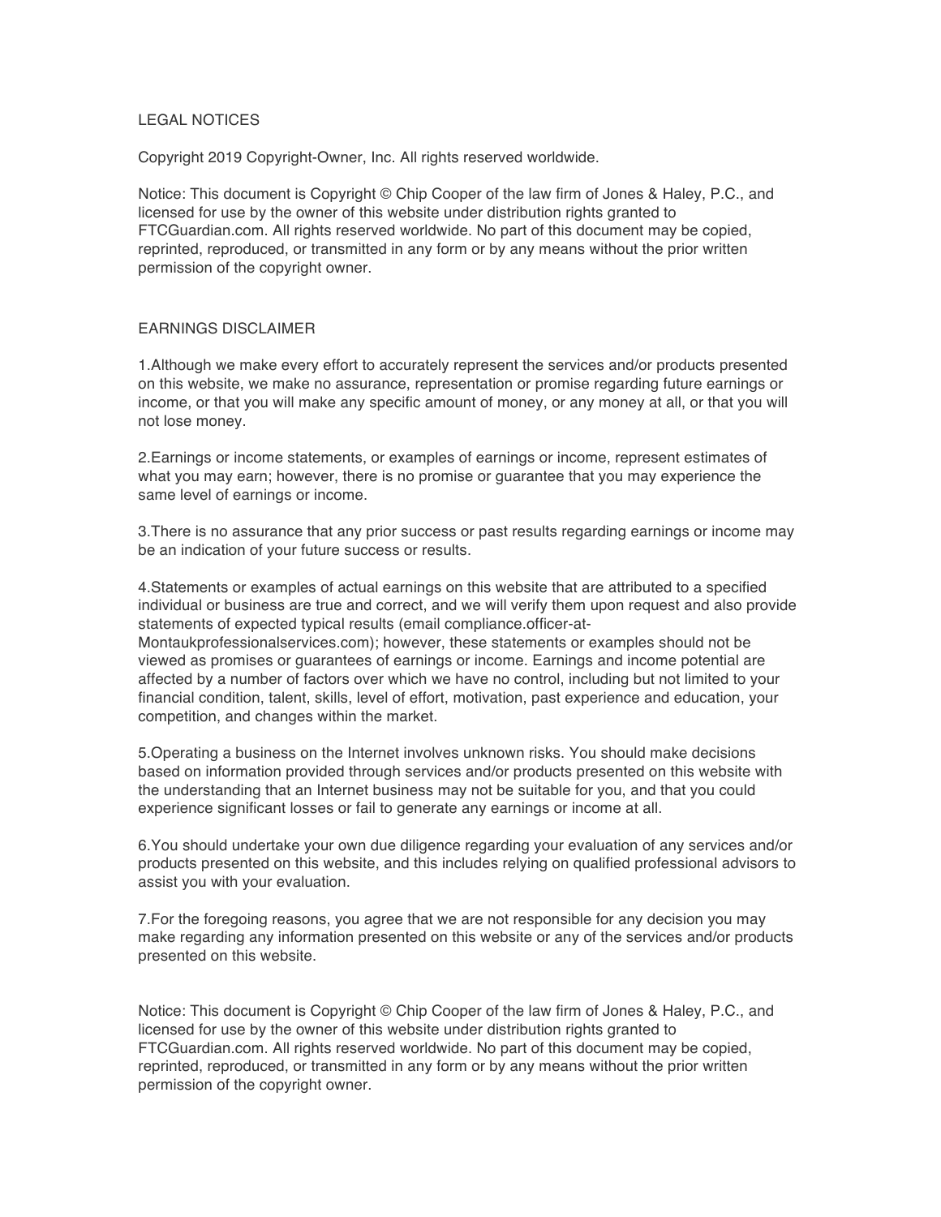## LEGAL NOTICES

Copyright 2019 Copyright-Owner, Inc. All rights reserved worldwide.

Notice: This document is Copyright © Chip Cooper of the law firm of Jones & Haley, P.C., and licensed for use by the owner of this website under distribution rights granted to FTCGuardian.com. All rights reserved worldwide. No part of this document may be copied, reprinted, reproduced, or transmitted in any form or by any means without the prior written permission of the copyright owner.

## EARNINGS DISCLAIMER

1.Although we make every effort to accurately represent the services and/or products presented on this website, we make no assurance, representation or promise regarding future earnings or income, or that you will make any specific amount of money, or any money at all, or that you will not lose money.

2.Earnings or income statements, or examples of earnings or income, represent estimates of what you may earn; however, there is no promise or guarantee that you may experience the same level of earnings or income.

3.There is no assurance that any prior success or past results regarding earnings or income may be an indication of your future success or results.

4.Statements or examples of actual earnings on this website that are attributed to a specified individual or business are true and correct, and we will verify them upon request and also provide statements of expected typical results (email compliance.officer-at-Montaukprofessionalservices.com); however, these statements or examples should not be viewed as promises or guarantees of earnings or income. Earnings and income potential are affected by a number of factors over which we have no control, including but not limited to your financial condition, talent, skills, level of effort, motivation, past experience and education, your competition, and changes within the market.

5.Operating a business on the Internet involves unknown risks. You should make decisions based on information provided through services and/or products presented on this website with the understanding that an Internet business may not be suitable for you, and that you could experience significant losses or fail to generate any earnings or income at all.

6.You should undertake your own due diligence regarding your evaluation of any services and/or products presented on this website, and this includes relying on qualified professional advisors to assist you with your evaluation.

7.For the foregoing reasons, you agree that we are not responsible for any decision you may make regarding any information presented on this website or any of the services and/or products presented on this website.

Notice: This document is Copyright © Chip Cooper of the law firm of Jones & Haley, P.C., and licensed for use by the owner of this website under distribution rights granted to FTCGuardian.com. All rights reserved worldwide. No part of this document may be copied, reprinted, reproduced, or transmitted in any form or by any means without the prior written permission of the copyright owner.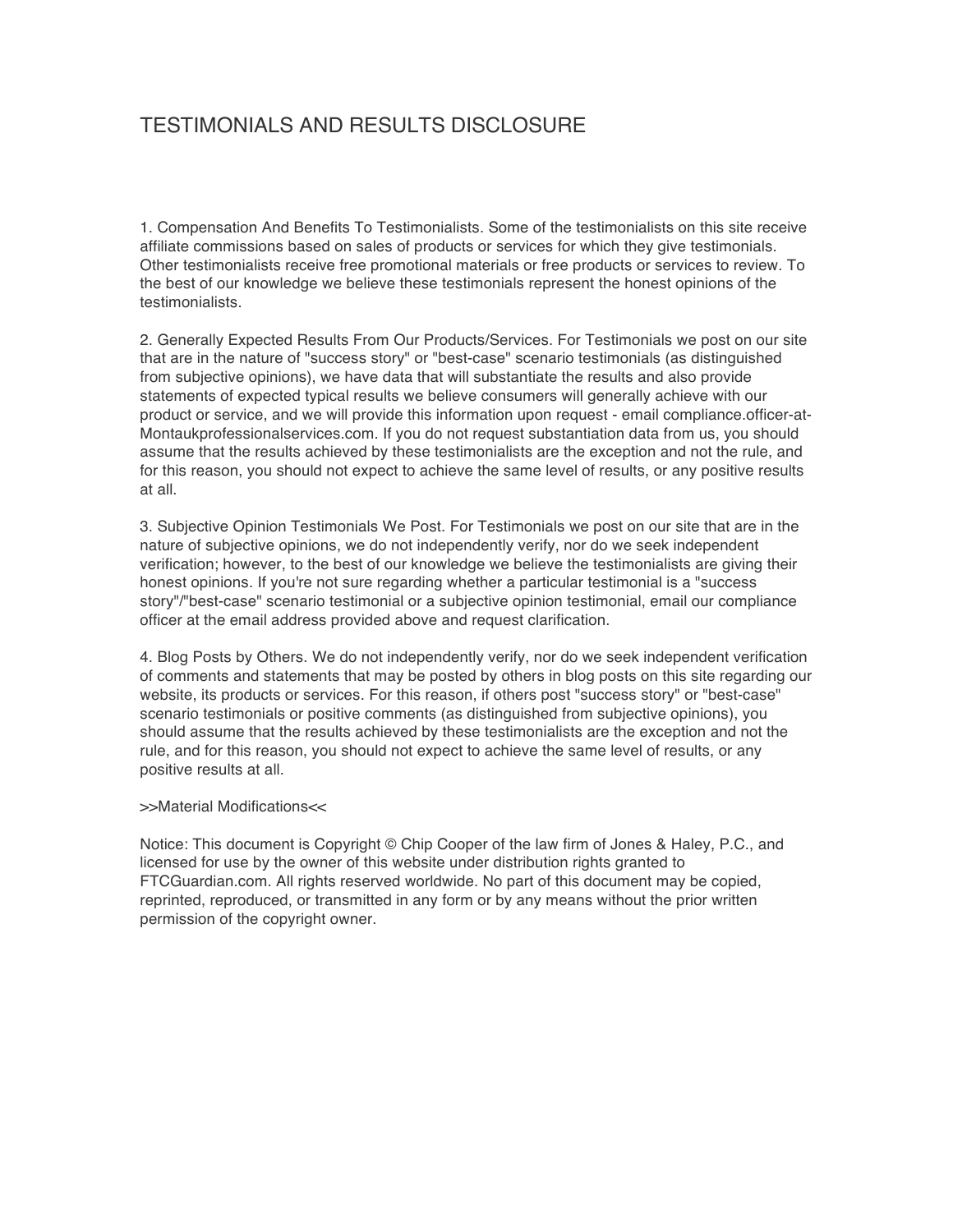# TESTIMONIALS AND RESULTS DISCLOSURE

1. Compensation And Benefits To Testimonialists. Some of the testimonialists on this site receive affiliate commissions based on sales of products or services for which they give testimonials. Other testimonialists receive free promotional materials or free products or services to review. To the best of our knowledge we believe these testimonials represent the honest opinions of the testimonialists.

2. Generally Expected Results From Our Products/Services. For Testimonials we post on our site that are in the nature of "success story" or "best-case" scenario testimonials (as distinguished from subjective opinions), we have data that will substantiate the results and also provide statements of expected typical results we believe consumers will generally achieve with our product or service, and we will provide this information upon request - email compliance.officer-at-Montaukprofessionalservices.com. If you do not request substantiation data from us, you should assume that the results achieved by these testimonialists are the exception and not the rule, and for this reason, you should not expect to achieve the same level of results, or any positive results at all.

3. Subjective Opinion Testimonials We Post. For Testimonials we post on our site that are in the nature of subjective opinions, we do not independently verify, nor do we seek independent verification; however, to the best of our knowledge we believe the testimonialists are giving their honest opinions. If you're not sure regarding whether a particular testimonial is a "success story"/"best-case" scenario testimonial or a subjective opinion testimonial, email our compliance officer at the email address provided above and request clarification.

4. Blog Posts by Others. We do not independently verify, nor do we seek independent verification of comments and statements that may be posted by others in blog posts on this site regarding our website, its products or services. For this reason, if others post "success story" or "best-case" scenario testimonials or positive comments (as distinguished from subjective opinions), you should assume that the results achieved by these testimonialists are the exception and not the rule, and for this reason, you should not expect to achieve the same level of results, or any positive results at all.

>>Material Modifications<<

Notice: This document is Copyright © Chip Cooper of the law firm of Jones & Haley, P.C., and licensed for use by the owner of this website under distribution rights granted to FTCGuardian.com. All rights reserved worldwide. No part of this document may be copied, reprinted, reproduced, or transmitted in any form or by any means without the prior written permission of the copyright owner.